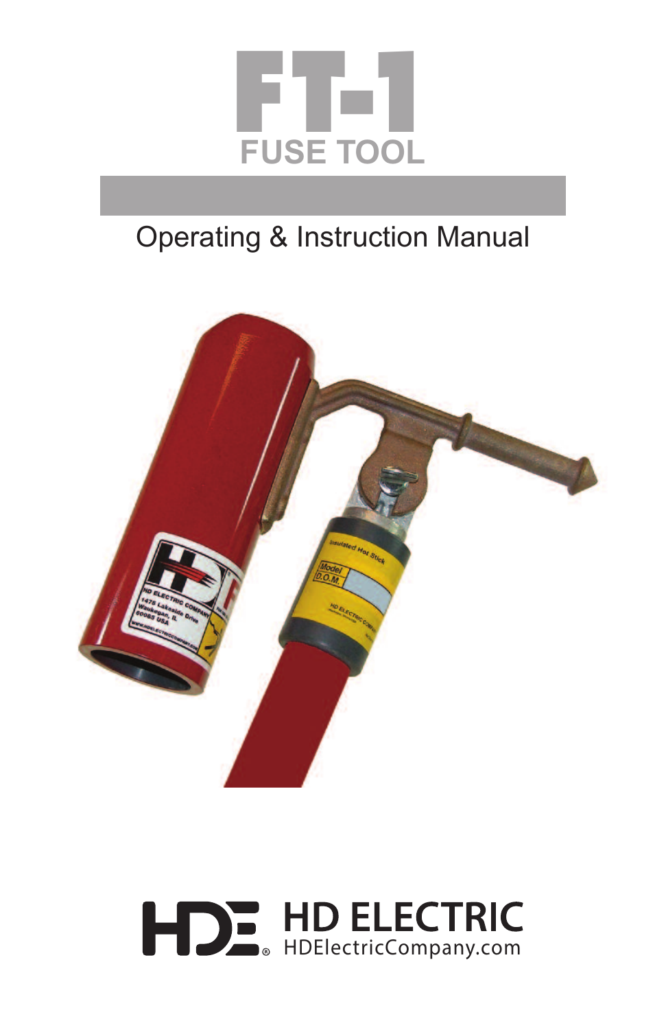# FT-1

## FUSE TOOL

Operating & Instruction Manual

HD ELECTRIC

HDElectricCompany.com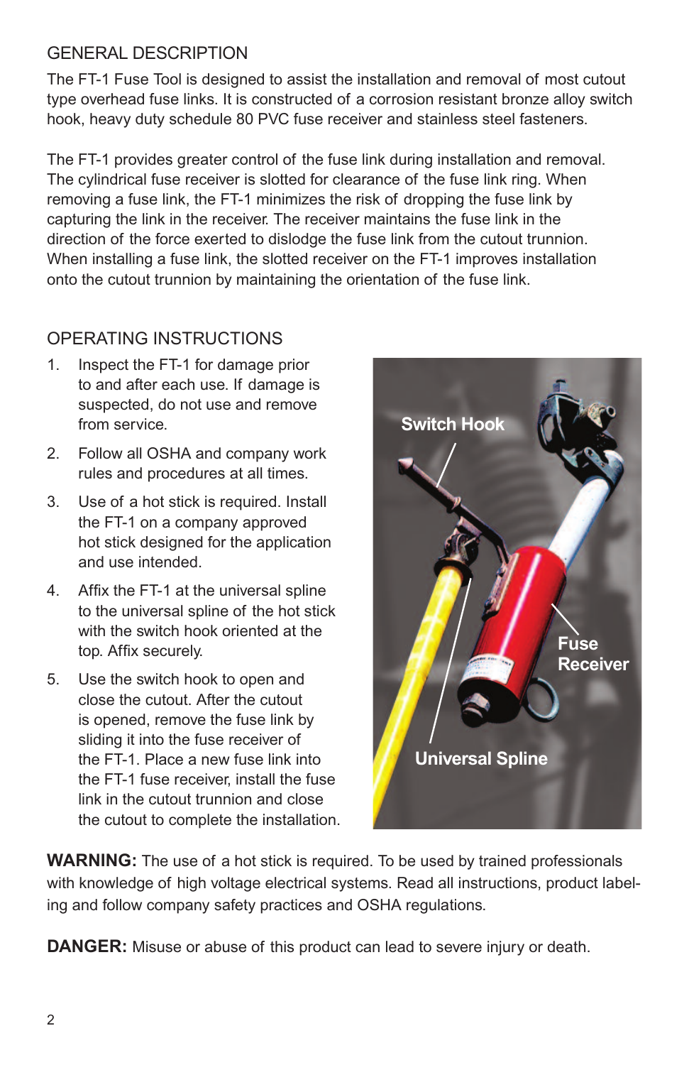## GENERAL DESCRIPTION

The FT-1 Fuse Tool is designed to assist the installation and removal of most cutout type overhead fuse links. It is constructed of a corrosion resistant bronze alloy switch hook, heavy duty schedule 80 PVC fuse receiver and stainless steel fasteners.

The FT-1 provides greater control of the fuse link during installation and removal. The cylindrical fuse receiver is slotted for clearance of the fuse link ring. When removing a fuse link, the FT-1 minimizes the risk of dropping the fuse link by capturing the link in the receiver. The receiver maintains the fuse link in the direction of the force exerted to dislodge the fuse link from the cutout trunnion. When installing a fuse link, the slotted receiver on the FT-1 improves installation onto the cutout trunnion by maintaining the orientation of the fuse link.

## OPERATING INSTRUCTIONS

1. Inspect the FT-1 for damage prior to and after each use. If damage is suspected, do not use and remove from service.
2. Follow all OSHA and company work rules and procedures at all times.
3. Use of a hot stick is required. Install the FT-1 on a company approved hot stick designed for the application and use intended.
4. Affix the FT-1 at the universal spline to the universal spline of the hot stick with the switch hook oriented at the top. Affix securely.
5. Use the switch hook to open and close the cutout. After the cutout is opened, remove the fuse link by sliding it into the fuse receiver of the FT-1. Place a new fuse link into the FT-1 fuse receiver, install the fuse link in the cutout trunnion and close the cutout to complete the installation.

Switch Hook

Fuse Receiver

Universal Spline

**WARNING:** The use of a hot stick is required. To be used by trained professionals with knowledge of high voltage electrical systems. Read all instructions, product labeling and follow company safety practices and OSHA regulations.

**DANGER:** Misuse or abuse of this product can lead to severe injury or death.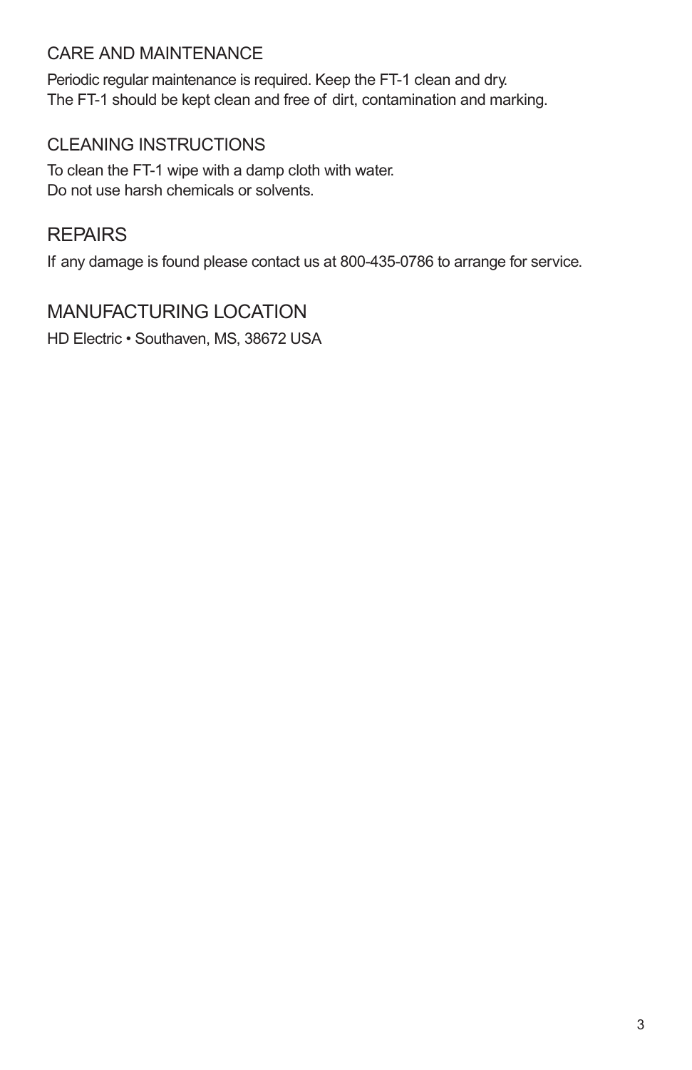## CARE AND MAINTENANCE

Periodic regular maintenance is required. Keep the FT-1 clean and dry.
The FT-1 should be kept clean and free of dirt, contamination and marking.

## CLEANING INSTRUCTIONS

To clean the FT-1 wipe with a damp cloth with water.
Do not use harsh chemicals or solvents.

## REPAIRS

If any damage is found please contact us at 800-435-0786 to arrange for service.

## MANUFACTURING LOCATION

HD Electric • Southaven, MS, 38672 USA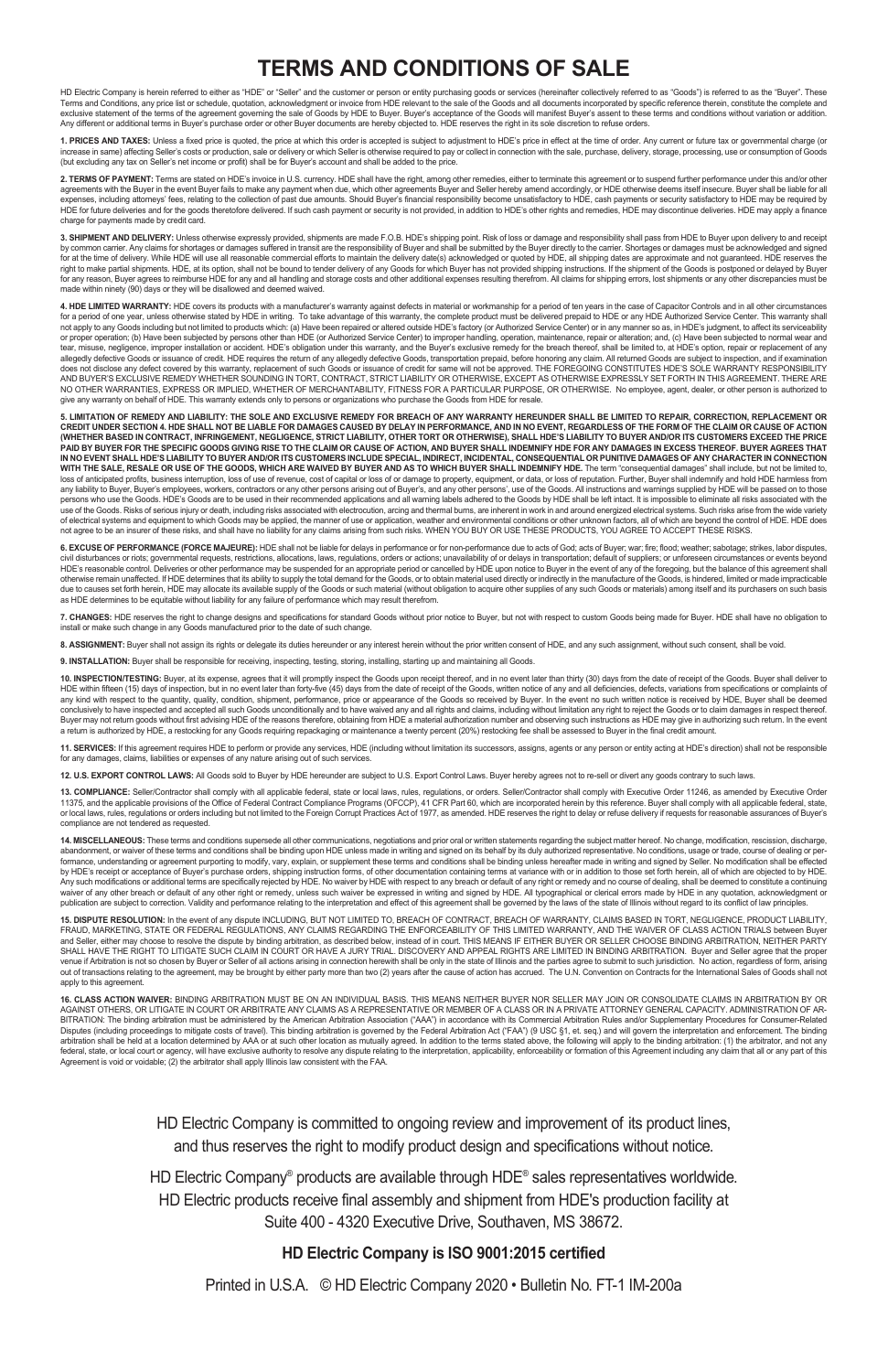# TERMS AND CONDITIONS OF SALE

HD Electric Company is herein referred to either as "HDE" or "Seller" and the customer or person or entity purchasing goods or services (hereinafter collectively referred to as "Goods") is referred to as the "Buyer". These Terms and Conditions, any price list or schedule, quotation, acknowledgment or invoice from HDE relevant to the sale of the Goods and all documents incorporated by specific reference therein, constitute the complete and exclusive statement of the terms of the agreement governing the sale of Goods by HDE to Buyer. Buyer's acceptance of the Goods will manifest Buyer's assent to these terms and conditions without variation or addition. Any different or additional terms in Buyer's purchase order or other Buyer documents are hereby objected to. HDE reserves the right in its sole discretion to refuse orders.

**1. PRICES AND TAXES:** Unless a fixed price is quoted, the price at which this order is accepted is subject to adjustment to HDE's price in effect at the time of order. Any current or future tax or governmental charge (or increase in same) affecting Seller's costs or production, sale or delivery or which Seller is otherwise required to pay or collect in connection with the sale, purchase, delivery, storage, processing, use or consumption of Goods (but excluding any tax on Seller's net income or profit) shall be for Buyer's account and shall be added to the price.

**2. TERMS OF PAYMENT:** Terms are stated on HDE's invoice in U.S. currency. HDE shall have the right, among other remedies, either to terminate this agreement or to suspend further performance under this and/or other agreements with the Buyer in the event Buyer fails to make any payment when due, which other agreements Buyer and Seller hereby amend accordingly, or HDE otherwise deems itself insecure. Buyer shall be liable for all expenses, including attorneys' fees, relating to the collection of past due amounts. Should Buyer's financial responsibility become unsatisfactory to HDE, cash payments or security satisfactory to HDE may be required by HDE for future deliveries and for the goods theretofore delivered. If such cash payment or security is not provided, in addition to HDE's other rights and remedies, HDE may discontinue deliveries. HDE may apply a finance charge for payments made by credit card.

**3. SHIPMENT AND DELIVERY:** Unless otherwise expressly provided, shipments are made F.O.B. HDE's shipping point. Risk of loss or damage and responsibility shall pass from HDE to Buyer upon delivery to and receipt by common carrier. Any claims for shortages or damages suffered in transit are the responsibility of Buyer and shall be submitted by the Buyer directly to the carrier. Shortages or damages must be acknowledged and signed for at the time of delivery. While HDE will use all reasonable commercial efforts to maintain the delivery date(s) acknowledged or quoted by HDE, all shipping dates are approximate and not guaranteed. HDE reserves the right to make partial shipments. HDE, at its option, shall not be bound to tender delivery of any Goods for which Buyer has not provided shipping instructions. If the shipment of the Goods is postponed or delayed by Buyer for any reason, Buyer agrees to reimburse HDE for any and all handling and storage costs and other additional expenses resulting therefrom. All claims for shipping errors, lost shipments or any other discrepancies must be made within ninety (90) days or they will be disallowed and deemed waived.

**4. HDE LIMITED WARRANTY:** HDE covers its products with a manufacturer's warranty against defects in material or workmanship for a period of ten years in the case of Capacitor Controls and in all other circumstances for a period of one year, unless otherwise stated by HDE in writing. To take advantage of this warranty, the complete product must be delivered prepaid to HDE or any HDE Authorized Service Center. This warranty shall not apply to any Goods including but not limited to products which: (a) Have been repaired or altered outside HDE's factory (or Authorized Service Center) or in any manner so as, in HDE's judgment, to affect its serviceability or proper operation; (b) Have been subjected by persons other than HDE (or Authorized Service Center) to improper handling, operation, maintenance, repair or alteration; and, (c) Have been subjected to normal wear and tear, misuse, negligence, improper installation or accident. HDE's obligation under this warranty, and the Buyer's exclusive remedy for the breach thereof, shall be limited to, at HDE's option, repair or replacement of any allegedly defective Goods or issuance of credit. HDE requires the return of any allegedly defective Goods, transportation prepaid, before honoring any claim. All returned Goods are subject to inspection, and if examination does not disclose any defect covered by this warranty, replacement of such Goods or issuance of credit for same will not be approved. THE FOREGOING CONSTITUTES HDE'S SOLE WARRANTY RESPONSIBILITY AND BUYER'S EXCLUSIVE REMEDY WHETHER SOUNDING IN TORT, CONTRACT, STRICT LIABILITY OR OTHERWISE, EXCEPT AS OTHERWISE EXPRESSLY SET FORTH IN THIS AGREEMENT. THERE ARE NO OTHER WARRANTIES, EXPRESS OR IMPLIED, WHETHER OF MERCHANTABILITY, FITNESS FOR A PARTICULAR PURPOSE, OR OTHERWISE. No employee, agent, dealer, or other person is authorized to give any warranty on behalf of HDE. This warranty extends only to persons or organizations who purchase the Goods from HDE for resale.

**5. LIMITATION OF REMEDY AND LIABILITY: THE SOLE AND EXCLUSIVE REMEDY FOR BREACH OF ANY WARRANTY HEREUNDER SHALL BE LIMITED TO REPAIR, CORRECTION, REPLACEMENT OR CREDIT UNDER SECTION 4. HDE SHALL NOT BE LIABLE FOR DAMAGES CAUSED BY DELAY IN PERFORMANCE, AND IN NO EVENT, REGARDLESS OF THE FORM OF THE CLAIM OR CAUSE OF ACTION (WHETHER BASED IN CONTRACT, INFRINGEMENT, NEGLIGENCE, STRICT LIABILITY, OTHER TORT OR OTHERWISE), SHALL HDE'S LIABILITY TO BUYER AND/OR ITS CUSTOMERS EXCEED THE PRICE PAID BY BUYER FOR THE SPECIFIC GOODS GIVING RISE TO THE CLAIM OR CAUSE OF ACTION, AND BUYER SHALL INDEMNIFY HDE FOR ANY DAMAGES IN EXCESS THEREOF. BUYER AGREES THAT IN NO EVENT SHALL HDE'S LIABILITY TO BUYER AND/OR ITS CUSTOMERS INCLUDE SPECIAL, INDIRECT, INCIDENTAL, CONSEQUENTIAL OR PUNITIVE DAMAGES OF ANY CHARACTER IN CONNECTION WITH THE SALE, RESALE OR USE OF THE GOODS, WHICH ARE WAIVED BY BUYER AND AS TO WHICH BUYER SHALL INDEMNIFY HDE.** The term "consequential damages" shall include, but not be limited to, loss of anticipated profits, business interruption, loss of use of revenue, cost of capital or loss of or damage to property, equipment, or data, or loss of reputation. Further, Buyer shall indemnify and hold HDE harmless from any liability to Buyer, Buyer's employees, workers, contractors or any other persons arising out of Buyer's, and any other persons' use of the Goods. All instructions and warnings supplied by HDE will be passed on to those persons who use the Goods. HDE's Goods are to be used in their recommended applications and all warning labels adhered to the Goods by HDE shall be left intact. It is impossible to eliminate all risks associated with the use of the Goods. Risks of serious injury or death, including risks associated with electrocution, arcing and thermal burns, are inherent in work in and around energized electrical systems. Such risks arise from the wide variety of electrical systems and equipment to which Goods may be applied, the manner of use or application, weather and environmental conditions or other unknown factors, all of which are beyond the control of HDE. HDE does not agree to be an insurer of these risks, and shall have no liability for any claims arising from such risks. WHEN YOU BUY OR USE THESE PRODUCTS, YOU AGREE TO ACCEPT THESE RISKS.

**6. EXCUSE OF PERFORMANCE (FORCE MAJEURE):** HDE shall not be liable for delays in performance or for non-performance due to acts of God; acts of Buyer; war; fire; flood; weather; sabotage; strikes, labor disputes, civil disturbances or riots; governmental requests, restrictions, allocations, laws, regulations, orders or actions; unavailability of or delays in transportation; default of suppliers; or unforeseen circumstances or events beyond HDE's reasonable control. Deliveries or other performance may be suspended for an appropriate period or cancelled by HDE upon notice to Buyer in the event of any of the foregoing, but the balance of this agreement shall otherwise remain unaffected. If HDE determines that its ability to supply the total demand for the Goods, or to obtain material used directly or indirectly in the manufacture of the Goods, is hindered, limited or made impracticable due to causes set forth herein, HDE may allocate its available supply of the Goods or such material (without obligation to acquire other supplies of any such Goods or materials) among itself and its purchasers on such basis as HDE determines to be equitable without liability for any failure of performance which may result therefrom.

**7. CHANGES:** HDE reserves the right to change designs and specifications for standard Goods without prior notice to Buyer, but not with respect to custom Goods being made for Buyer. HDE shall have no obligation to install or make such change in any Goods manufactured prior to the date of such change.

**8. ASSIGNMENT:** Buyer shall not assign its rights or delegate its duties hereunder or any interest herein without the prior written consent of HDE, and any such assignment, without such consent, shall be void.

**9. INSTALLATION:** Buyer shall be responsible for receiving, inspecting, testing, storing, installing, starting up and maintaining all Goods.

**10. INSPECTION/TESTING:** Buyer, at its expense, agrees that it will promptly inspect the Goods upon receipt thereof, and in no event later than thirty (30) days from the date of receipt of the Goods. Buyer shall deliver to HDE within fifteen (15) days of inspection, but in no event later than forty-five (45) days from the date of receipt of the Goods, written notice of any and all deficiencies, defects, variations from specifications or complaints of any kind with respect to the quantity, quality, condition, shipment, performance, price or appearance of the Goods so received by Buyer. In the event no such written notice is received by HDE, Buyer shall be deemed conclusively to have inspected and accepted all such Goods unconditionally and to have waived any and all rights and claims, including without limitation any right to reject the Goods or to claim damages in respect thereof. Buyer may not return goods without first advising HDE of the reasons therefore, obtaining from HDE a material authorization number and observing such instructions as HDE may give in authorizing such return. In the event a return is authorized by HDE, a restocking for any Goods requiring repackaging or maintenance a twenty percent (20%) restocking fee shall be assessed to Buyer in the final credit amount.

**11. SERVICES:** If this agreement requires HDE to perform or provide any services, HDE (including without limitation its successors, assigns, agents or any person or entity acting at HDE's direction) shall not be responsible for any damages, claims, liabilities or expenses of any nature arising out of such services.

**12. U.S. EXPORT CONTROL LAWS:** All Goods sold to Buyer by HDE hereunder are subject to U.S. Export Control Laws. Buyer hereby agrees not to re-sell or divert any goods contrary to such laws.

**13. COMPLIANCE:** Seller/Contractor shall comply with all applicable federal, state or local laws, rules, regulations, or orders. Seller/Contractor shall comply with Executive Order 11246, as amended by Executive Order 11375, and the applicable provisions of the Office of Federal Contract Compliance Programs (OFCCP), 41 CFR Part 60, which are incorporated herein by this reference. Buyer shall comply with all applicable federal, state, or local laws, rules, regulations or orders including but not limited to the Foreign Corrupt Practices Act of 1977, as amended. HDE reserves the right to delay or refuse delivery if requests for reasonable assurances of Buyer's compliance are not tendered as requested.

**14. MISCELLANEOUS:** These terms and conditions supersede all other communications, negotiations and prior oral or written statements regarding the subject matter hereof. No change, modification, rescission, discharge, abandonment, or waiver of these terms and conditions shall be binding upon HDE unless made in writing and signed on its behalf by its duly authorized representative. No conditions, usage or trade, course of dealing or performance, understanding or agreement purporting to modify, vary, explain, or supplement these terms and conditions shall be binding unless hereafter made in writing and signed by Seller. No modification shall be effected by HDE's receipt or acceptance of Buyer's purchase orders, shipping instruction forms, of other documentation containing terms at variance with or in addition to those set forth herein, all of which are objected to by HDE. Any such modifications or additional terms are specifically rejected by HDE. No waiver by HDE with respect to any breach or default of any right or remedy and no course of dealing, shall be deemed to constitute a continuing waiver of any other breach or default of any other right or remedy, unless such waiver be expressed in writing and signed by HDE. All typographical or clerical errors made by HDE in any quotation, acknowledgment or publication are subject to correction. Validity and performance relating to the interpretation and effect of this agreement shall be governed by the laws of the state of Illinois without regard to its conflict of law principles.

**15. DISPUTE RESOLUTION:** In the event of any dispute INCLUDING, BUT NOT LIMITED TO, BREACH OF CONTRACT, BREACH OF WARRANTY, CLAIMS BASED IN TORT, NEGLIGENCE, PRODUCT LIABILITY, FRAUD, MARKETING, STATE OR FEDERAL REGULATIONS, ANY CLAIMS REGARDING THE ENFORCEABILITY OF THIS LIMITED WARRANTY, AND THE WAIVER OF CLASS ACTION TRIALS between Buyer and Seller, either may choose to resolve the dispute by binding arbitration, as described below, instead of in court. THIS MEANS IF EITHER BUYER OR SELLER CHOOSE BINDING ARBITRATION, NEITHER PARTY SHALL HAVE THE RIGHT TO LITIGATE SUCH CLAIM IN COURT OR HAVE A JURY TRIAL. DISCOVERY AND APPEAL RIGHTS ARE LIMITED IN BINDING ARBITRATION. Buyer and Seller agree that the proper venue if Arbitration is not so chosen by Buyer or Seller of all actions arising in connection herewith shall be only in the state of Illinois and the parties agree to submit to such jurisdiction. No action, regardless of form, arising out of transactions relating to the agreement, may be brought by either party more than two (2) years after the cause of action has accrued. The U.N. Convention on Contracts for the International Sales of Goods shall not apply to this agreement.

**16. CLASS ACTION WAIVER:** BINDING ARBITRATION MUST BE ON AN INDIVIDUAL BASIS. THIS MEANS NEITHER BUYER NOR SELLER MAY JOIN OR CONSOLIDATE CLAIMS IN ARBITRATION BY OR AGAINST OTHERS, OR LITIGATE IN COURT OR ARBITRATE ANY CLAIMS AS A REPRESENTATIVE OR MEMBER OF A CLASS OR IN A PRIVATE ATTORNEY GENERAL CAPACITY. ADMINISTRATION OF ARBITRATION: The binding arbitration must be administered by the American Arbitration Association ("AAA") in accordance with its Commercial Arbitration Rules and/or Supplementary Procedures for Consumer-Related Disputes (including proceedings to mitigate costs of travel). This binding arbitration is governed by the Federal Arbitration Act ("FAA") (9 USC §1, et. seq.) and will govern the interpretation and enforcement. The binding arbitration shall be held at a location determined by AAA or at such other location as mutually agreed. In addition to the terms stated above, the following will apply to the binding arbitration: (1) the arbitrator, and not any federal, state, or local court or agency, will have exclusive authority to resolve any dispute relating to the interpretation, applicability, enforceability or formation of this Agreement including any claim that all or any part of this Agreement is void or voidable; (2) the arbitrator shall apply Illinois law consistent with the FAA.

HD Electric Company is committed to ongoing review and improvement of its product lines, and thus reserves the right to modify product design and specifications without notice.

HD Electric Company® products are available through HDE® sales representatives worldwide. HD Electric products receive final assembly and shipment from HDE's production facility at Suite 400 - 4320 Executive Drive, Southaven, MS 38672.

**HD Electric Company is ISO 9001:2015 certified**

Printed in U.S.A. © HD Electric Company 2020 • Bulletin No. FT-1 IM-200a